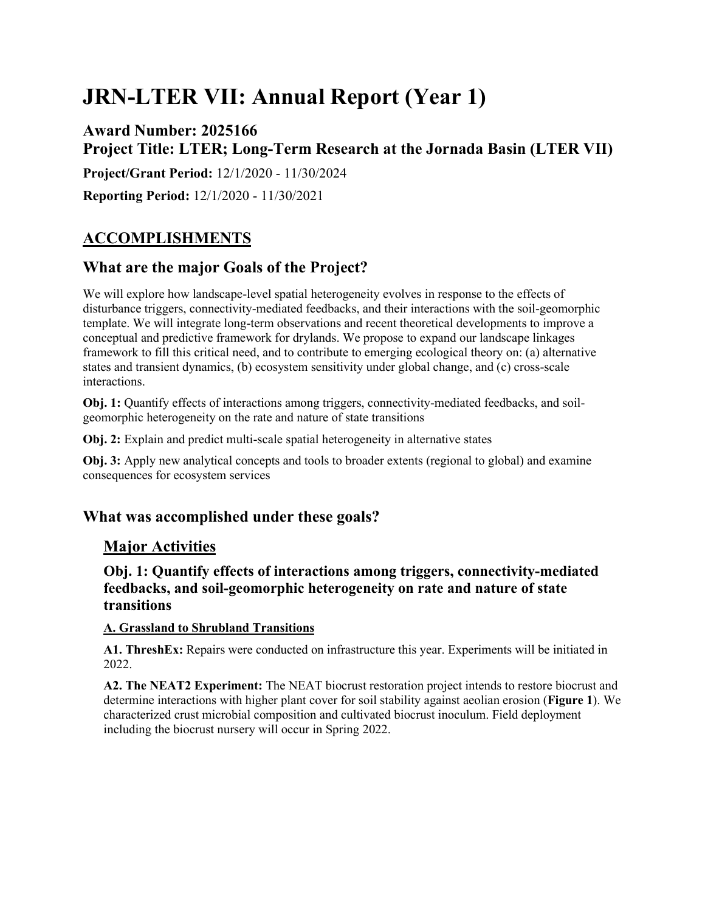# JRN-LTER VII: Annual Report (Year 1)

## Award Number: 2025166
## Project Title: LTER; Long-Term Research at the Jornada Basin (LTER VII)

**Project/Grant Period:** 12/1/2020 - 11/30/2024

**Reporting Period:** 12/1/2020 - 11/30/2021

## ACCOMPLISHMENTS

## What are the major Goals of the Project?

We will explore how landscape-level spatial heterogeneity evolves in response to the effects of disturbance triggers, connectivity-mediated feedbacks, and their interactions with the soil-geomorphic template. We will integrate long-term observations and recent theoretical developments to improve a conceptual and predictive framework for drylands. We propose to expand our landscape linkages framework to fill this critical need, and to contribute to emerging ecological theory on: (a) alternative states and transient dynamics, (b) ecosystem sensitivity under global change, and (c) cross-scale interactions.

**Obj. 1:** Quantify effects of interactions among triggers, connectivity-mediated feedbacks, and soil-geomorphic heterogeneity on the rate and nature of state transitions

**Obj. 2:** Explain and predict multi-scale spatial heterogeneity in alternative states

**Obj. 3:** Apply new analytical concepts and tools to broader extents (regional to global) and examine consequences for ecosystem services

## What was accomplished under these goals?

### Major Activities

#### Obj. 1: Quantify effects of interactions among triggers, connectivity-mediated feedbacks, and soil-geomorphic heterogeneity on rate and nature of state transitions

**A. Grassland to Shrubland Transitions**

**A1. ThreshEx:** Repairs were conducted on infrastructure this year. Experiments will be initiated in 2022.

**A2. The NEAT2 Experiment:** The NEAT biocrust restoration project intends to restore biocrust and determine interactions with higher plant cover for soil stability against aeolian erosion (**Figure 1**). We characterized crust microbial composition and cultivated biocrust inoculum. Field deployment including the biocrust nursery will occur in Spring 2022.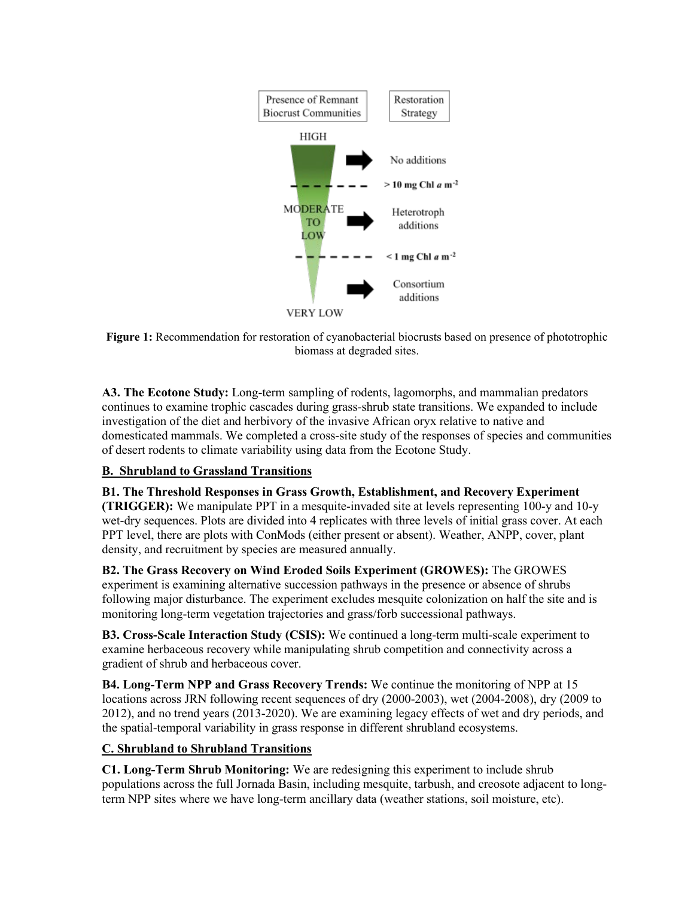**Figure 1:** Recommendation for restoration of cyanobacterial biocrusts based on presence of phototrophic biomass at degraded sites.

**A3. The Ecotone Study:** Long-term sampling of rodents, lagomorphs, and mammalian predators continues to examine trophic cascades during grass-shrub state transitions. We expanded to include investigation of the diet and herbivory of the invasive African oryx relative to native and domesticated mammals. We completed a cross-site study of the responses of species and communities of desert rodents to climate variability using data from the Ecotone Study.

## B. Shrubland to Grassland Transitions

**B1. The Threshold Responses in Grass Growth, Establishment, and Recovery Experiment (TRIGGER):** We manipulate PPT in a mesquite-invaded site at levels representing 100-y and 10-y wet-dry sequences. Plots are divided into 4 replicates with three levels of initial grass cover. At each PPT level, there are plots with ConMods (either present or absent). Weather, ANPP, cover, plant density, and recruitment by species are measured annually.

**B2. The Grass Recovery on Wind Eroded Soils Experiment (GROWES):** The GROWES experiment is examining alternative succession pathways in the presence or absence of shrubs following major disturbance. The experiment excludes mesquite colonization on half the site and is monitoring long-term vegetation trajectories and grass/forb successional pathways.

**B3. Cross-Scale Interaction Study (CSIS):** We continued a long-term multi-scale experiment to examine herbaceous recovery while manipulating shrub competition and connectivity across a gradient of shrub and herbaceous cover.

**B4. Long-Term NPP and Grass Recovery Trends:** We continue the monitoring of NPP at 15 locations across JRN following recent sequences of dry (2000-2003), wet (2004-2008), dry (2009 to 2012), and no trend years (2013-2020). We are examining legacy effects of wet and dry periods, and the spatial-temporal variability in grass response in different shrubland ecosystems.

## C. Shrubland to Shrubland Transitions

**C1. Long-Term Shrub Monitoring:** We are redesigning this experiment to include shrub populations across the full Jornada Basin, including mesquite, tarbush, and creosote adjacent to long-term NPP sites where we have long-term ancillary data (weather stations, soil moisture, etc).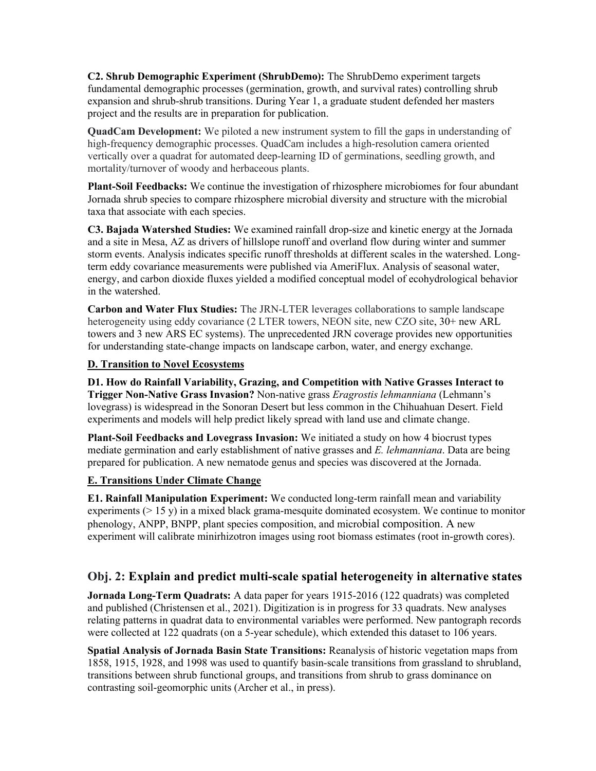**C2. Shrub Demographic Experiment (ShrubDemo):** The ShrubDemo experiment targets fundamental demographic processes (germination, growth, and survival rates) controlling shrub expansion and shrub-shrub transitions. During Year 1, a graduate student defended her masters project and the results are in preparation for publication.

**QuadCam Development:** We piloted a new instrument system to fill the gaps in understanding of high-frequency demographic processes. QuadCam includes a high-resolution camera oriented vertically over a quadrat for automated deep-learning ID of germinations, seedling growth, and mortality/turnover of woody and herbaceous plants.

**Plant-Soil Feedbacks:** We continue the investigation of rhizosphere microbiomes for four abundant Jornada shrub species to compare rhizosphere microbial diversity and structure with the microbial taxa that associate with each species.

**C3. Bajada Watershed Studies:** We examined rainfall drop-size and kinetic energy at the Jornada and a site in Mesa, AZ as drivers of hillslope runoff and overland flow during winter and summer storm events. Analysis indicates specific runoff thresholds at different scales in the watershed. Long-term eddy covariance measurements were published via AmeriFlux. Analysis of seasonal water, energy, and carbon dioxide fluxes yielded a modified conceptual model of ecohydrological behavior in the watershed.

**Carbon and Water Flux Studies:** The JRN-LTER leverages collaborations to sample landscape heterogeneity using eddy covariance (2 LTER towers, NEON site, new CZO site, 30+ new ARL towers and 3 new ARS EC systems). The unprecedented JRN coverage provides new opportunities for understanding state-change impacts on landscape carbon, water, and energy exchange.

**D. Transition to Novel Ecosystems**

**D1. How do Rainfall Variability, Grazing, and Competition with Native Grasses Interact to Trigger Non-Native Grass Invasion?** Non-native grass *Eragrostis lehmanniana* (Lehmann's lovegrass) is widespread in the Sonoran Desert but less common in the Chihuahuan Desert. Field experiments and models will help predict likely spread with land use and climate change.

**Plant-Soil Feedbacks and Lovegrass Invasion:** We initiated a study on how 4 biocrust types mediate germination and early establishment of native grasses and *E. lehmanniana*. Data are being prepared for publication. A new nematode genus and species was discovered at the Jornada.

**E. Transitions Under Climate Change**

**E1. Rainfall Manipulation Experiment:** We conducted long-term rainfall mean and variability experiments (> 15 y) in a mixed black grama-mesquite dominated ecosystem. We continue to monitor phenology, ANPP, BNPP, plant species composition, and microbial composition. A new experiment will calibrate minirhizotron images using root biomass estimates (root in-growth cores).

## Obj. 2: Explain and predict multi-scale spatial heterogeneity in alternative states

**Jornada Long-Term Quadrats:** A data paper for years 1915-2016 (122 quadrats) was completed and published (Christensen et al., 2021). Digitization is in progress for 33 quadrats. New analyses relating patterns in quadrat data to environmental variables were performed. New pantograph records were collected at 122 quadrats (on a 5-year schedule), which extended this dataset to 106 years.

**Spatial Analysis of Jornada Basin State Transitions:** Reanalysis of historic vegetation maps from 1858, 1915, 1928, and 1998 was used to quantify basin-scale transitions from grassland to shrubland, transitions between shrub functional groups, and transitions from shrub to grass dominance on contrasting soil-geomorphic units (Archer et al., in press).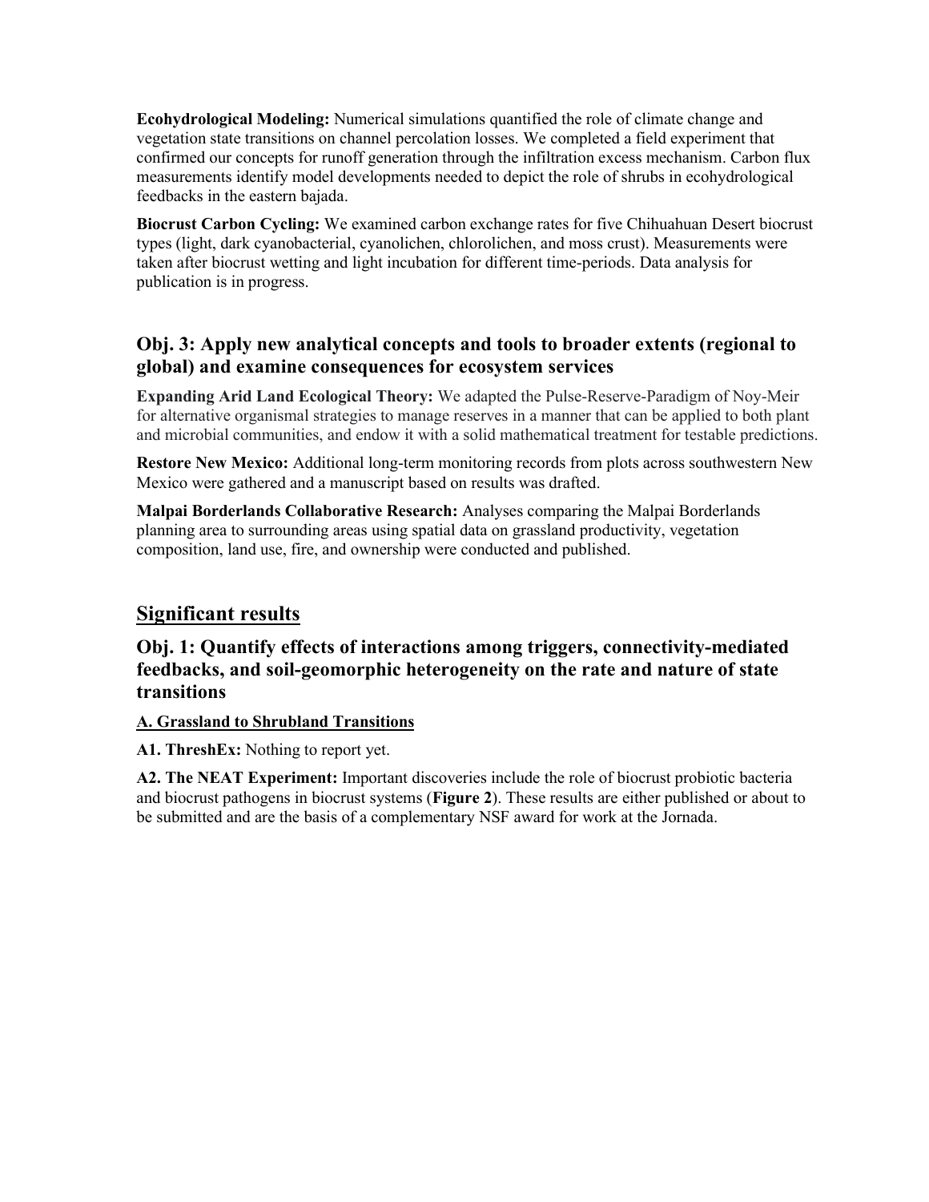**Ecohydrological Modeling:** Numerical simulations quantified the role of climate change and vegetation state transitions on channel percolation losses. We completed a field experiment that confirmed our concepts for runoff generation through the infiltration excess mechanism. Carbon flux measurements identify model developments needed to depict the role of shrubs in ecohydrological feedbacks in the eastern bajada.

**Biocrust Carbon Cycling:** We examined carbon exchange rates for five Chihuahuan Desert biocrust types (light, dark cyanobacterial, cyanolichen, chlorolichen, and moss crust). Measurements were taken after biocrust wetting and light incubation for different time-periods. Data analysis for publication is in progress.

### Obj. 3: Apply new analytical concepts and tools to broader extents (regional to global) and examine consequences for ecosystem services

**Expanding Arid Land Ecological Theory:** We adapted the Pulse-Reserve-Paradigm of Noy-Meir for alternative organismal strategies to manage reserves in a manner that can be applied to both plant and microbial communities, and endow it with a solid mathematical treatment for testable predictions.

**Restore New Mexico:** Additional long-term monitoring records from plots across southwestern New Mexico were gathered and a manuscript based on results was drafted.

**Malpai Borderlands Collaborative Research:** Analyses comparing the Malpai Borderlands planning area to surrounding areas using spatial data on grassland productivity, vegetation composition, land use, fire, and ownership were conducted and published.

## Significant results

### Obj. 1: Quantify effects of interactions among triggers, connectivity-mediated feedbacks, and soil-geomorphic heterogeneity on the rate and nature of state transitions

**A. Grassland to Shrubland Transitions**

**A1. ThreshEx:** Nothing to report yet.

**A2. The NEAT Experiment:** Important discoveries include the role of biocrust probiotic bacteria and biocrust pathogens in biocrust systems (**Figure 2**). These results are either published or about to be submitted and are the basis of a complementary NSF award for work at the Jornada.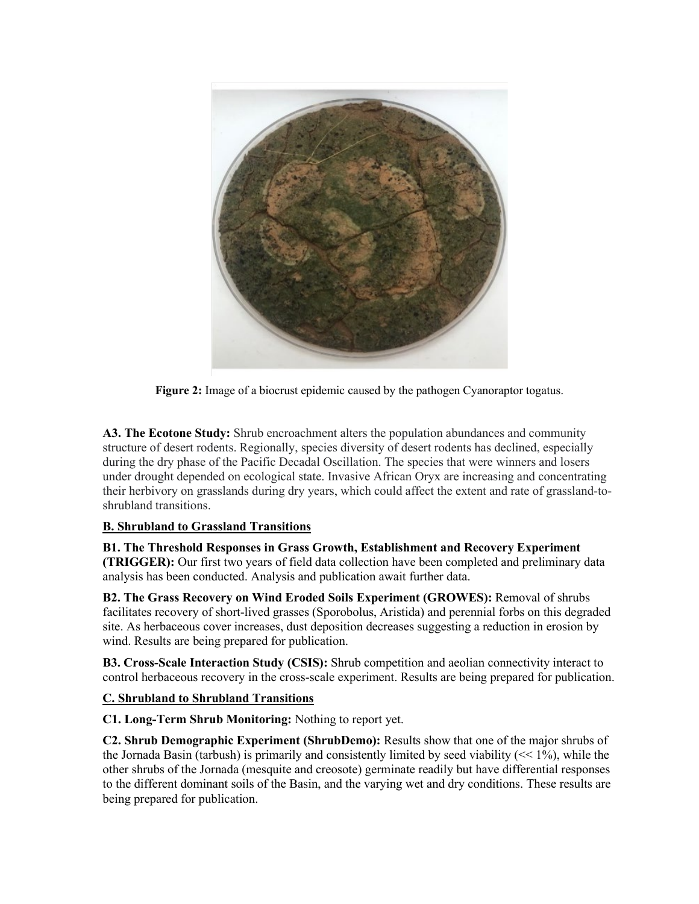**Figure 2:** Image of a biocrust epidemic caused by the pathogen Cyanoraptor togatus.

**A3. The Ecotone Study:** Shrub encroachment alters the population abundances and community structure of desert rodents. Regionally, species diversity of desert rodents has declined, especially during the dry phase of the Pacific Decadal Oscillation. The species that were winners and losers under drought depended on ecological state. Invasive African Oryx are increasing and concentrating their herbivory on grasslands during dry years, which could affect the extent and rate of grassland-to-shrubland transitions.

## B. Shrubland to Grassland Transitions

**B1. The Threshold Responses in Grass Growth, Establishment and Recovery Experiment (TRIGGER):** Our first two years of field data collection have been completed and preliminary data analysis has been conducted. Analysis and publication await further data.

**B2. The Grass Recovery on Wind Eroded Soils Experiment (GROWES):** Removal of shrubs facilitates recovery of short-lived grasses (Sporobolus, Aristida) and perennial forbs on this degraded site. As herbaceous cover increases, dust deposition decreases suggesting a reduction in erosion by wind. Results are being prepared for publication.

**B3. Cross-Scale Interaction Study (CSIS):** Shrub competition and aeolian connectivity interact to control herbaceous recovery in the cross-scale experiment. Results are being prepared for publication.

## C. Shrubland to Shrubland Transitions

**C1. Long-Term Shrub Monitoring:** Nothing to report yet.

**C2. Shrub Demographic Experiment (ShrubDemo):** Results show that one of the major shrubs of the Jornada Basin (tarbush) is primarily and consistently limited by seed viability ($\ll 1\%$), while the other shrubs of the Jornada (mesquite and creosote) germinate readily but have differential responses to the different dominant soils of the Basin, and the varying wet and dry conditions. These results are being prepared for publication.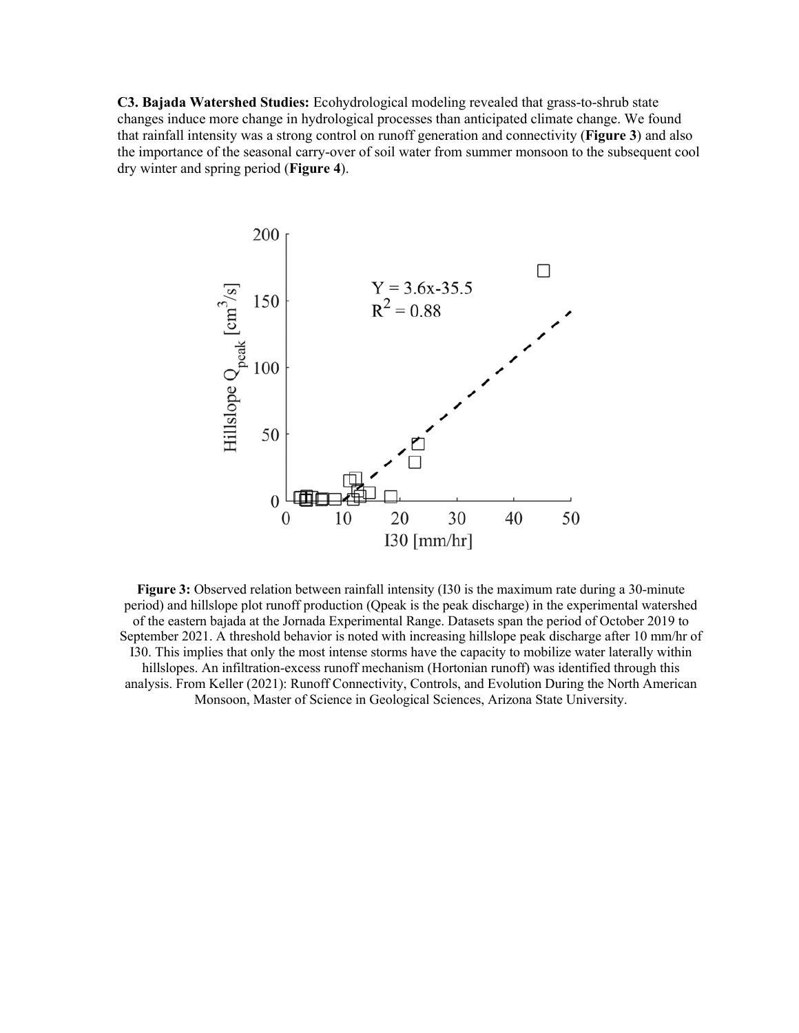**C3. Bajada Watershed Studies:** Ecohydrological modeling revealed that grass-to-shrub state changes induce more change in hydrological processes than anticipated climate change. We found that rainfall intensity was a strong control on runoff generation and connectivity (**Figure 3**) and also the importance of the seasonal carry-over of soil water from summer monsoon to the subsequent cool dry winter and spring period (**Figure 4**).

**Figure 3:** Observed relation between rainfall intensity (I30 is the maximum rate during a 30-minute period) and hillslope plot runoff production (Qpeak is the peak discharge) in the experimental watershed of the eastern bajada at the Jornada Experimental Range. Datasets span the period of October 2019 to September 2021. A threshold behavior is noted with increasing hillslope peak discharge after 10 mm/hr of I30. This implies that only the most intense storms have the capacity to mobilize water laterally within hillslopes. An infiltration-excess runoff mechanism (Hortonian runoff) was identified through this analysis. From Keller (2021): Runoff Connectivity, Controls, and Evolution During the North American Monsoon, Master of Science in Geological Sciences, Arizona State University.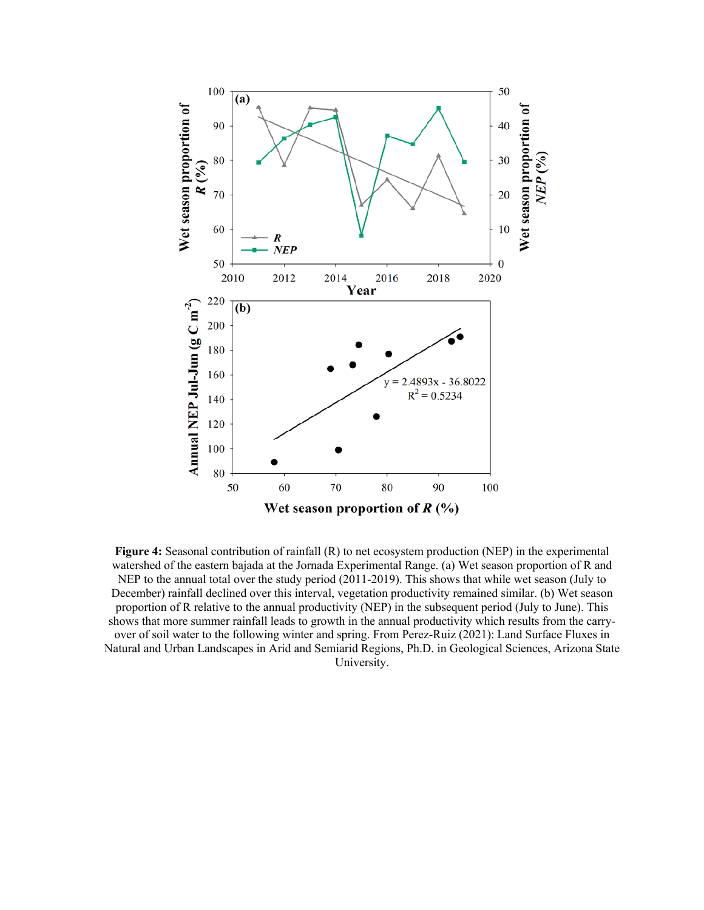**Figure 4:** Seasonal contribution of rainfall (R) to net ecosystem production (NEP) in the experimental watershed of the eastern bajada at the Jornada Experimental Range. (a) Wet season proportion of R and NEP to the annual total over the study period (2011-2019). This shows that while wet season (July to December) rainfall declined over this interval, vegetation productivity remained similar. (b) Wet season proportion of R relative to the annual productivity (NEP) in the subsequent period (July to June). This shows that more summer rainfall leads to growth in the annual productivity which results from the carry-over of soil water to the following winter and spring. From Perez-Ruiz (2021): Land Surface Fluxes in Natural and Urban Landscapes in Arid and Semiarid Regions, Ph.D. in Geological Sciences, Arizona State University.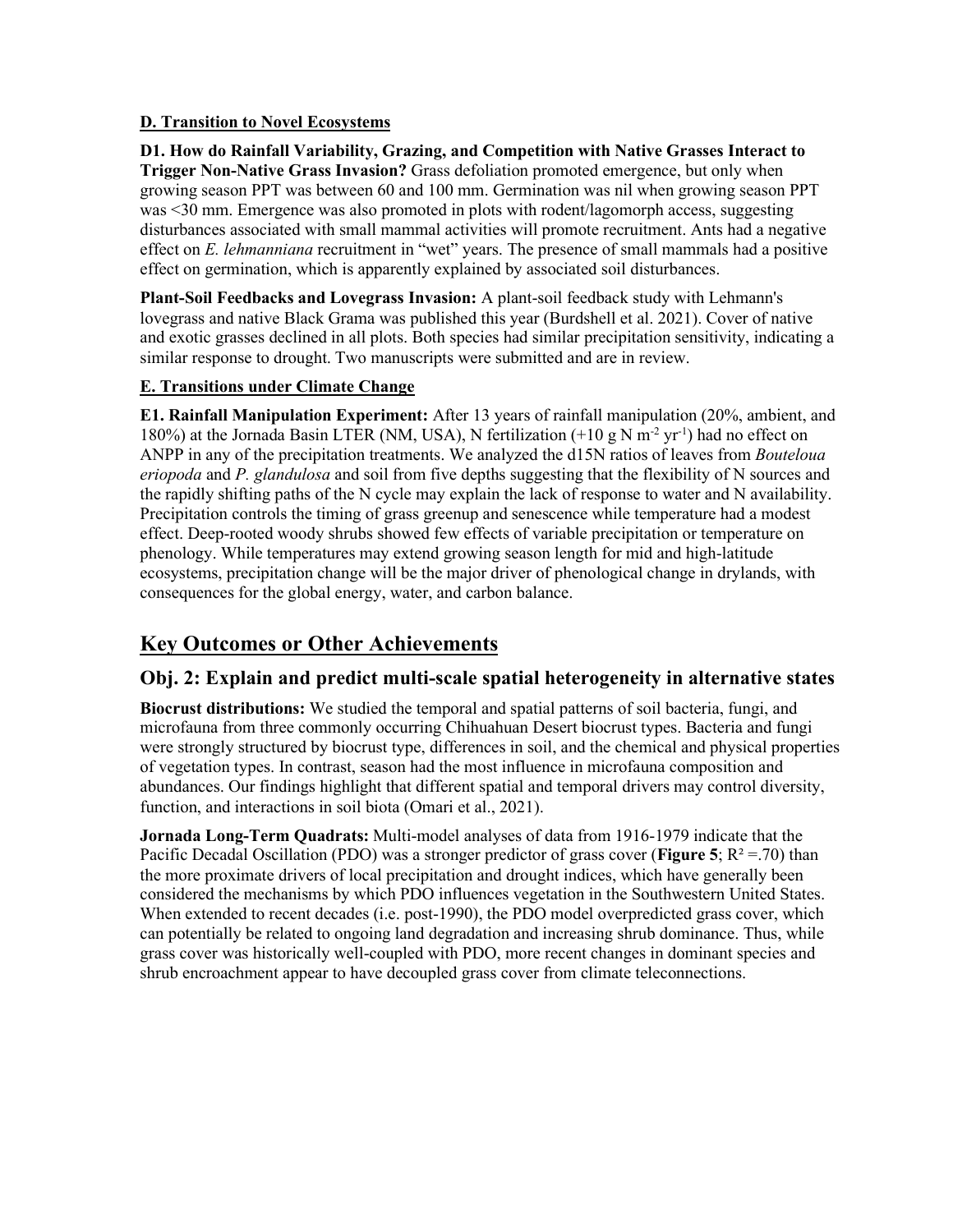**D. Transition to Novel Ecosystems**

**D1. How do Rainfall Variability, Grazing, and Competition with Native Grasses Interact to Trigger Non-Native Grass Invasion?** Grass defoliation promoted emergence, but only when growing season PPT was between 60 and 100 mm. Germination was nil when growing season PPT was <30 mm. Emergence was also promoted in plots with rodent/lagomorph access, suggesting disturbances associated with small mammal activities will promote recruitment. Ants had a negative effect on *E. lehmanniana* recruitment in "wet" years. The presence of small mammals had a positive effect on germination, which is apparently explained by associated soil disturbances.

**Plant-Soil Feedbacks and Lovegrass Invasion:** A plant-soil feedback study with Lehmann's lovegrass and native Black Grama was published this year (Burdshell et al. 2021). Cover of native and exotic grasses declined in all plots. Both species had similar precipitation sensitivity, indicating a similar response to drought. Two manuscripts were submitted and are in review.

**E. Transitions under Climate Change**

**E1. Rainfall Manipulation Experiment:** After 13 years of rainfall manipulation (20%, ambient, and 180%) at the Jornada Basin LTER (NM, USA), N fertilization (+10 g N $m^{-2}$ $yr^{-1}$) had no effect on ANPP in any of the precipitation treatments. We analyzed the d15N ratios of leaves from *Bouteloua eriopoda* and *P. glandulosa* and soil from five depths suggesting that the flexibility of N sources and the rapidly shifting paths of the N cycle may explain the lack of response to water and N availability. Precipitation controls the timing of grass greenup and senescence while temperature had a modest effect. Deep-rooted woody shrubs showed few effects of variable precipitation or temperature on phenology. While temperatures may extend growing season length for mid and high-latitude ecosystems, precipitation change will be the major driver of phenological change in drylands, with consequences for the global energy, water, and carbon balance.

## Key Outcomes or Other Achievements

### Obj. 2: Explain and predict multi-scale spatial heterogeneity in alternative states

**Biocrust distributions:** We studied the temporal and spatial patterns of soil bacteria, fungi, and microfauna from three commonly occurring Chihuahuan Desert biocrust types. Bacteria and fungi were strongly structured by biocrust type, differences in soil, and the chemical and physical properties of vegetation types. In contrast, season had the most influence in microfauna composition and abundances. Our findings highlight that different spatial and temporal drivers may control diversity, function, and interactions in soil biota (Omari et al., 2021).

**Jornada Long-Term Quadrats:** Multi-model analyses of data from 1916-1979 indicate that the Pacific Decadal Oscillation (PDO) was a stronger predictor of grass cover (**Figure 5**; $R^2 = .70$) than the more proximate drivers of local precipitation and drought indices, which have generally been considered the mechanisms by which PDO influences vegetation in the Southwestern United States. When extended to recent decades (i.e. post-1990), the PDO model overpredicted grass cover, which can potentially be related to ongoing land degradation and increasing shrub dominance. Thus, while grass cover was historically well-coupled with PDO, more recent changes in dominant species and shrub encroachment appear to have decoupled grass cover from climate teleconnections.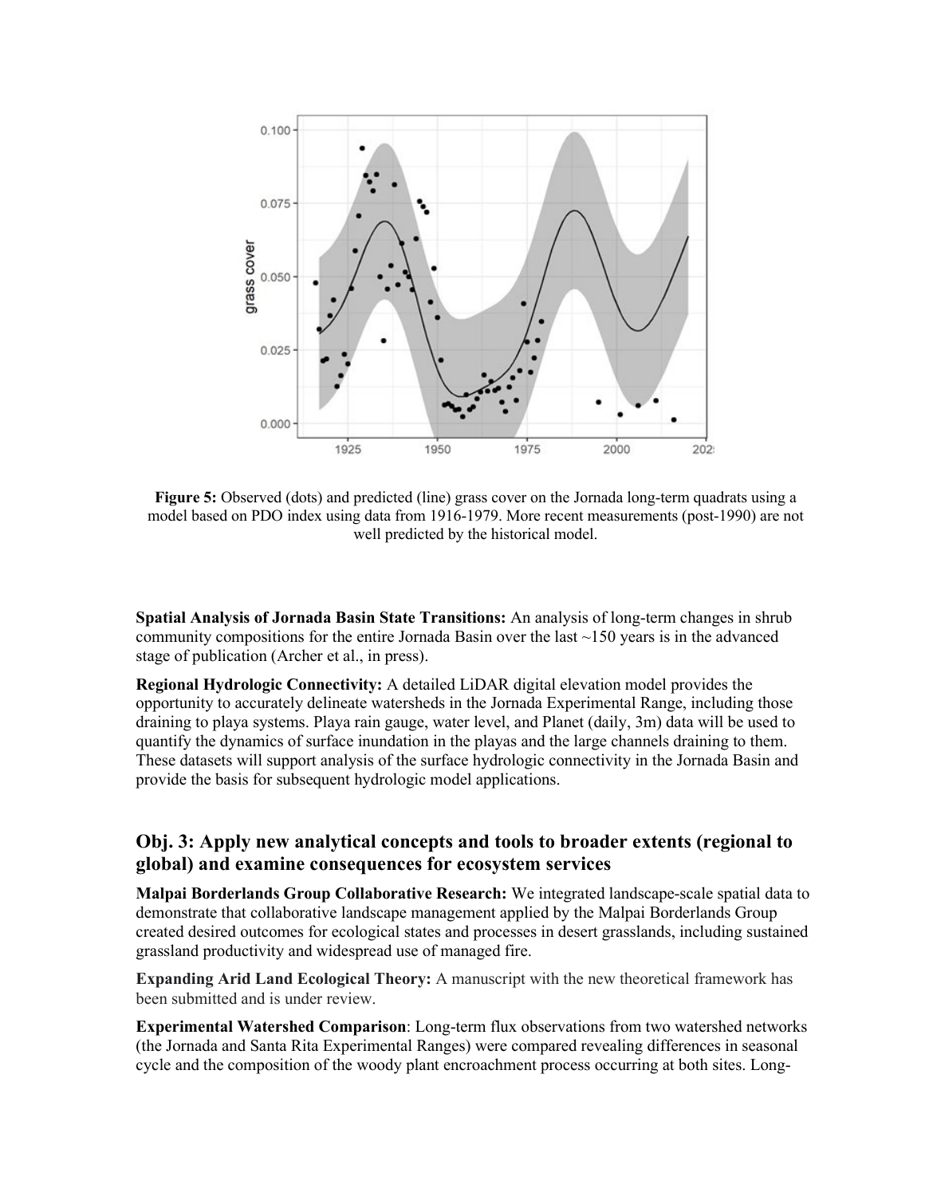**Figure 5:** Observed (dots) and predicted (line) grass cover on the Jornada long-term quadrats using a model based on PDO index using data from 1916-1979. More recent measurements (post-1990) are not well predicted by the historical model.

**Spatial Analysis of Jornada Basin State Transitions:** An analysis of long-term changes in shrub community compositions for the entire Jornada Basin over the last ~150 years is in the advanced stage of publication (Archer et al., in press).

**Regional Hydrologic Connectivity:** A detailed LiDAR digital elevation model provides the opportunity to accurately delineate watersheds in the Jornada Experimental Range, including those draining to playa systems. Playa rain gauge, water level, and Planet (daily, 3m) data will be used to quantify the dynamics of surface inundation in the playas and the large channels draining to them. These datasets will support analysis of the surface hydrologic connectivity in the Jornada Basin and provide the basis for subsequent hydrologic model applications.

## Obj. 3: Apply new analytical concepts and tools to broader extents (regional to global) and examine consequences for ecosystem services

**Malpai Borderlands Group Collaborative Research:** We integrated landscape-scale spatial data to demonstrate that collaborative landscape management applied by the Malpai Borderlands Group created desired outcomes for ecological states and processes in desert grasslands, including sustained grassland productivity and widespread use of managed fire.

**Expanding Arid Land Ecological Theory:** A manuscript with the new theoretical framework has been submitted and is under review.

**Experimental Watershed Comparison**: Long-term flux observations from two watershed networks (the Jornada and Santa Rita Experimental Ranges) were compared revealing differences in seasonal cycle and the composition of the woody plant encroachment process occurring at both sites. Long-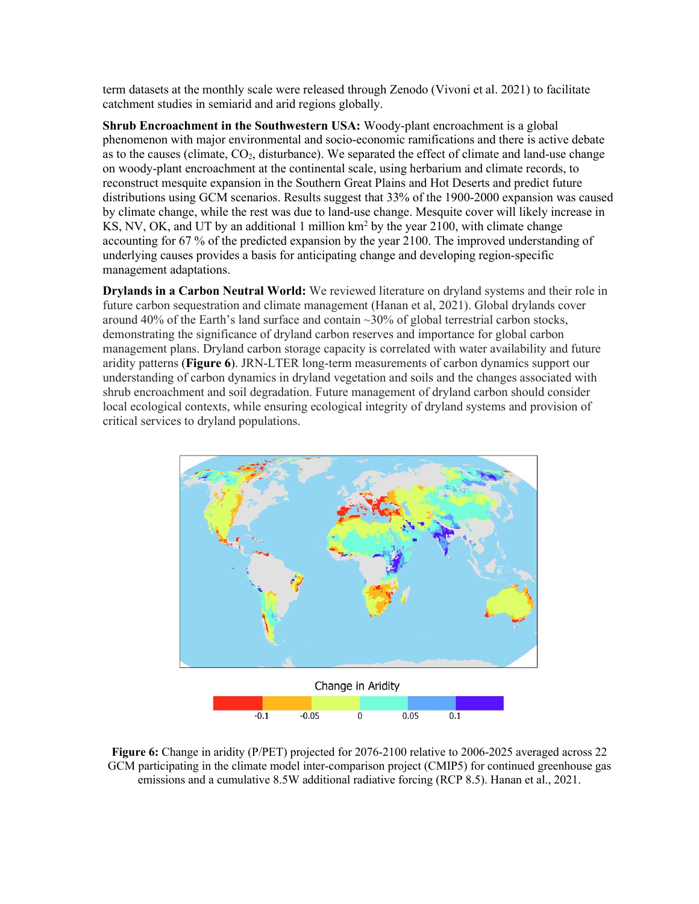term datasets at the monthly scale were released through Zenodo (Vivoni et al. 2021) to facilitate catchment studies in semiarid and arid regions globally.

**Shrub Encroachment in the Southwestern USA:** Woody-plant encroachment is a global phenomenon with major environmental and socio-economic ramifications and there is active debate as to the causes (climate, $CO_2$, disturbance). We separated the effect of climate and land-use change on woody-plant encroachment at the continental scale, using herbarium and climate records, to reconstruct mesquite expansion in the Southern Great Plains and Hot Deserts and predict future distributions using GCM scenarios. Results suggest that 33% of the 1900-2000 expansion was caused by climate change, while the rest was due to land-use change. Mesquite cover will likely increase in KS, NV, OK, and UT by an additional 1 million $km^2$ by the year 2100, with climate change accounting for 67 % of the predicted expansion by the year 2100. The improved understanding of underlying causes provides a basis for anticipating change and developing region-specific management adaptations.

**Drylands in a Carbon Neutral World:** We reviewed literature on dryland systems and their role in future carbon sequestration and climate management (Hanan et al, 2021). Global drylands cover around 40% of the Earth's land surface and contain ~30% of global terrestrial carbon stocks, demonstrating the significance of dryland carbon reserves and importance for global carbon management plans. Dryland carbon storage capacity is correlated with water availability and future aridity patterns (**Figure 6**). JRN-LTER long-term measurements of carbon dynamics support our understanding of carbon dynamics in dryland vegetation and soils and the changes associated with shrub encroachment and soil degradation. Future management of dryland carbon should consider local ecological contexts, while ensuring ecological integrity of dryland systems and provision of critical services to dryland populations.

**Figure 6:** Change in aridity (P/PET) projected for 2076-2100 relative to 2006-2025 averaged across 22 GCM participating in the climate model inter-comparison project (CMIP5) for continued greenhouse gas emissions and a cumulative 8.5W additional radiative forcing (RCP 8.5). Hanan et al., 2021.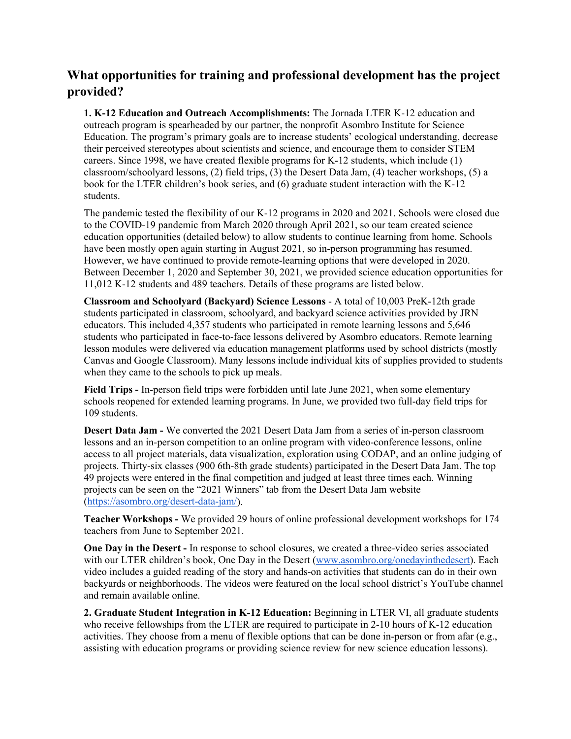## What opportunities for training and professional development has the project provided?

**1. K-12 Education and Outreach Accomplishments:** The Jornada LTER K-12 education and outreach program is spearheaded by our partner, the nonprofit Asombro Institute for Science Education. The program's primary goals are to increase students' ecological understanding, decrease their perceived stereotypes about scientists and science, and encourage them to consider STEM careers. Since 1998, we have created flexible programs for K-12 students, which include (1) classroom/schoolyard lessons, (2) field trips, (3) the Desert Data Jam, (4) teacher workshops, (5) a book for the LTER children's book series, and (6) graduate student interaction with the K-12 students.

The pandemic tested the flexibility of our K-12 programs in 2020 and 2021. Schools were closed due to the COVID-19 pandemic from March 2020 through April 2021, so our team created science education opportunities (detailed below) to allow students to continue learning from home. Schools have been mostly open again starting in August 2021, so in-person programming has resumed. However, we have continued to provide remote-learning options that were developed in 2020. Between December 1, 2020 and September 30, 2021, we provided science education opportunities for 11,012 K-12 students and 489 teachers. Details of these programs are listed below.

**Classroom and Schoolyard (Backyard) Science Lessons** - A total of 10,003 PreK-12th grade students participated in classroom, schoolyard, and backyard science activities provided by JRN educators. This included 4,357 students who participated in remote learning lessons and 5,646 students who participated in face-to-face lessons delivered by Asombro educators. Remote learning lesson modules were delivered via education management platforms used by school districts (mostly Canvas and Google Classroom). Many lessons include individual kits of supplies provided to students when they came to the schools to pick up meals.

**Field Trips -** In-person field trips were forbidden until late June 2021, when some elementary schools reopened for extended learning programs. In June, we provided two full-day field trips for 109 students.

**Desert Data Jam -** We converted the 2021 Desert Data Jam from a series of in-person classroom lessons and an in-person competition to an online program with video-conference lessons, online access to all project materials, data visualization, exploration using CODAP, and an online judging of projects. Thirty-six classes (900 6th-8th grade students) participated in the Desert Data Jam. The top 49 projects were entered in the final competition and judged at least three times each. Winning projects can be seen on the "2021 Winners" tab from the Desert Data Jam website (https://asombro.org/desert-data-jam/).

**Teacher Workshops -** We provided 29 hours of online professional development workshops for 174 teachers from June to September 2021.

**One Day in the Desert -** In response to school closures, we created a three-video series associated with our LTER children's book, One Day in the Desert (www.asombro.org/onedayinthedesert). Each video includes a guided reading of the story and hands-on activities that students can do in their own backyards or neighborhoods. The videos were featured on the local school district's YouTube channel and remain available online.

**2. Graduate Student Integration in K-12 Education:** Beginning in LTER VI, all graduate students who receive fellowships from the LTER are required to participate in 2-10 hours of K-12 education activities. They choose from a menu of flexible options that can be done in-person or from afar (e.g., assisting with education programs or providing science review for new science education lessons).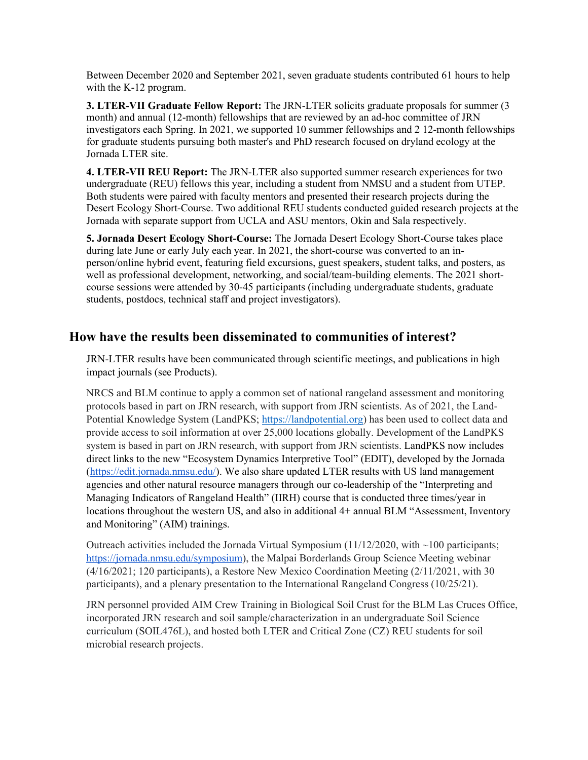Between December 2020 and September 2021, seven graduate students contributed 61 hours to help with the K-12 program.

**3. LTER-VII Graduate Fellow Report:** The JRN-LTER solicits graduate proposals for summer (3 month) and annual (12-month) fellowships that are reviewed by an ad-hoc committee of JRN investigators each Spring. In 2021, we supported 10 summer fellowships and 2 12-month fellowships for graduate students pursuing both master's and PhD research focused on dryland ecology at the Jornada LTER site.

**4. LTER-VII REU Report:** The JRN-LTER also supported summer research experiences for two undergraduate (REU) fellows this year, including a student from NMSU and a student from UTEP. Both students were paired with faculty mentors and presented their research projects during the Desert Ecology Short-Course. Two additional REU students conducted guided research projects at the Jornada with separate support from UCLA and ASU mentors, Okin and Sala respectively.

**5. Jornada Desert Ecology Short-Course:** The Jornada Desert Ecology Short-Course takes place during late June or early July each year. In 2021, the short-course was converted to an in-person/online hybrid event, featuring field excursions, guest speakers, student talks, and posters, as well as professional development, networking, and social/team-building elements. The 2021 short-course sessions were attended by 30-45 participants (including undergraduate students, graduate students, postdocs, technical staff and project investigators).

## How have the results been disseminated to communities of interest?

JRN-LTER results have been communicated through scientific meetings, and publications in high impact journals (see Products).

NRCS and BLM continue to apply a common set of national rangeland assessment and monitoring protocols based in part on JRN research, with support from JRN scientists. As of 2021, the Land-Potential Knowledge System (LandPKS; https://landpotential.org) has been used to collect data and provide access to soil information at over 25,000 locations globally. Development of the LandPKS system is based in part on JRN research, with support from JRN scientists. LandPKS now includes direct links to the new "Ecosystem Dynamics Interpretive Tool" (EDIT), developed by the Jornada (https://edit.jornada.nmsu.edu/). We also share updated LTER results with US land management agencies and other natural resource managers through our co-leadership of the "Interpreting and Managing Indicators of Rangeland Health" (IIRH) course that is conducted three times/year in locations throughout the western US, and also in additional 4+ annual BLM "Assessment, Inventory and Monitoring" (AIM) trainings.

Outreach activities included the Jornada Virtual Symposium (11/12/2020, with ~100 participants; https://jornada.nmsu.edu/symposium), the Malpai Borderlands Group Science Meeting webinar (4/16/2021; 120 participants), a Restore New Mexico Coordination Meeting (2/11/2021, with 30 participants), and a plenary presentation to the International Rangeland Congress (10/25/21).

JRN personnel provided AIM Crew Training in Biological Soil Crust for the BLM Las Cruces Office, incorporated JRN research and soil sample/characterization in an undergraduate Soil Science curriculum (SOIL476L), and hosted both LTER and Critical Zone (CZ) REU students for soil microbial research projects.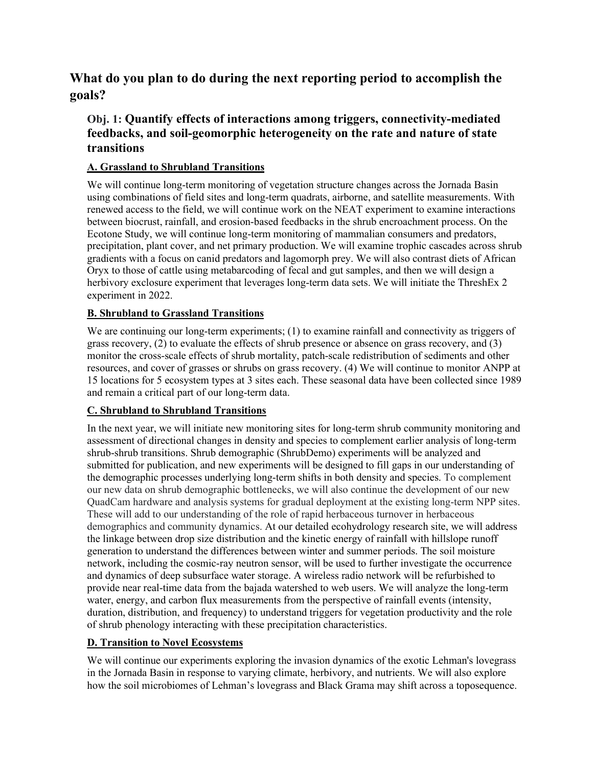## What do you plan to do during the next reporting period to accomplish the goals?

### Obj. 1: Quantify effects of interactions among triggers, connectivity-mediated feedbacks, and soil-geomorphic heterogeneity on the rate and nature of state transitions

#### A. Grassland to Shrubland Transitions

We will continue long-term monitoring of vegetation structure changes across the Jornada Basin using combinations of field sites and long-term quadrats, airborne, and satellite measurements. With renewed access to the field, we will continue work on the NEAT experiment to examine interactions between biocrust, rainfall, and erosion-based feedbacks in the shrub encroachment process. On the Ecotone Study, we will continue long-term monitoring of mammalian consumers and predators, precipitation, plant cover, and net primary production. We will examine trophic cascades across shrub gradients with a focus on canid predators and lagomorph prey. We will also contrast diets of African Oryx to those of cattle using metabarcoding of fecal and gut samples, and then we will design a herbivory exclosure experiment that leverages long-term data sets. We will initiate the ThreshEx 2 experiment in 2022.

#### B. Shrubland to Grassland Transitions

We are continuing our long-term experiments; (1) to examine rainfall and connectivity as triggers of grass recovery, (2) to evaluate the effects of shrub presence or absence on grass recovery, and (3) monitor the cross-scale effects of shrub mortality, patch-scale redistribution of sediments and other resources, and cover of grasses or shrubs on grass recovery. (4) We will continue to monitor ANPP at 15 locations for 5 ecosystem types at 3 sites each. These seasonal data have been collected since 1989 and remain a critical part of our long-term data.

#### C. Shrubland to Shrubland Transitions

In the next year, we will initiate new monitoring sites for long-term shrub community monitoring and assessment of directional changes in density and species to complement earlier analysis of long-term shrub-shrub transitions. Shrub demographic (ShrubDemo) experiments will be analyzed and submitted for publication, and new experiments will be designed to fill gaps in our understanding of the demographic processes underlying long-term shifts in both density and species. To complement our new data on shrub demographic bottlenecks, we will also continue the development of our new QuadCam hardware and analysis systems for gradual deployment at the existing long-term NPP sites. These will add to our understanding of the role of rapid herbaceous turnover in herbaceous demographics and community dynamics. At our detailed ecohydrology research site, we will address the linkage between drop size distribution and the kinetic energy of rainfall with hillslope runoff generation to understand the differences between winter and summer periods. The soil moisture network, including the cosmic-ray neutron sensor, will be used to further investigate the occurrence and dynamics of deep subsurface water storage. A wireless radio network will be refurbished to provide near real-time data from the bajada watershed to web users. We will analyze the long-term water, energy, and carbon flux measurements from the perspective of rainfall events (intensity, duration, distribution, and frequency) to understand triggers for vegetation productivity and the role of shrub phenology interacting with these precipitation characteristics.

#### D. Transition to Novel Ecosystems

We will continue our experiments exploring the invasion dynamics of the exotic Lehman's lovegrass in the Jornada Basin in response to varying climate, herbivory, and nutrients. We will also explore how the soil microbiomes of Lehman's lovegrass and Black Grama may shift across a toposequence.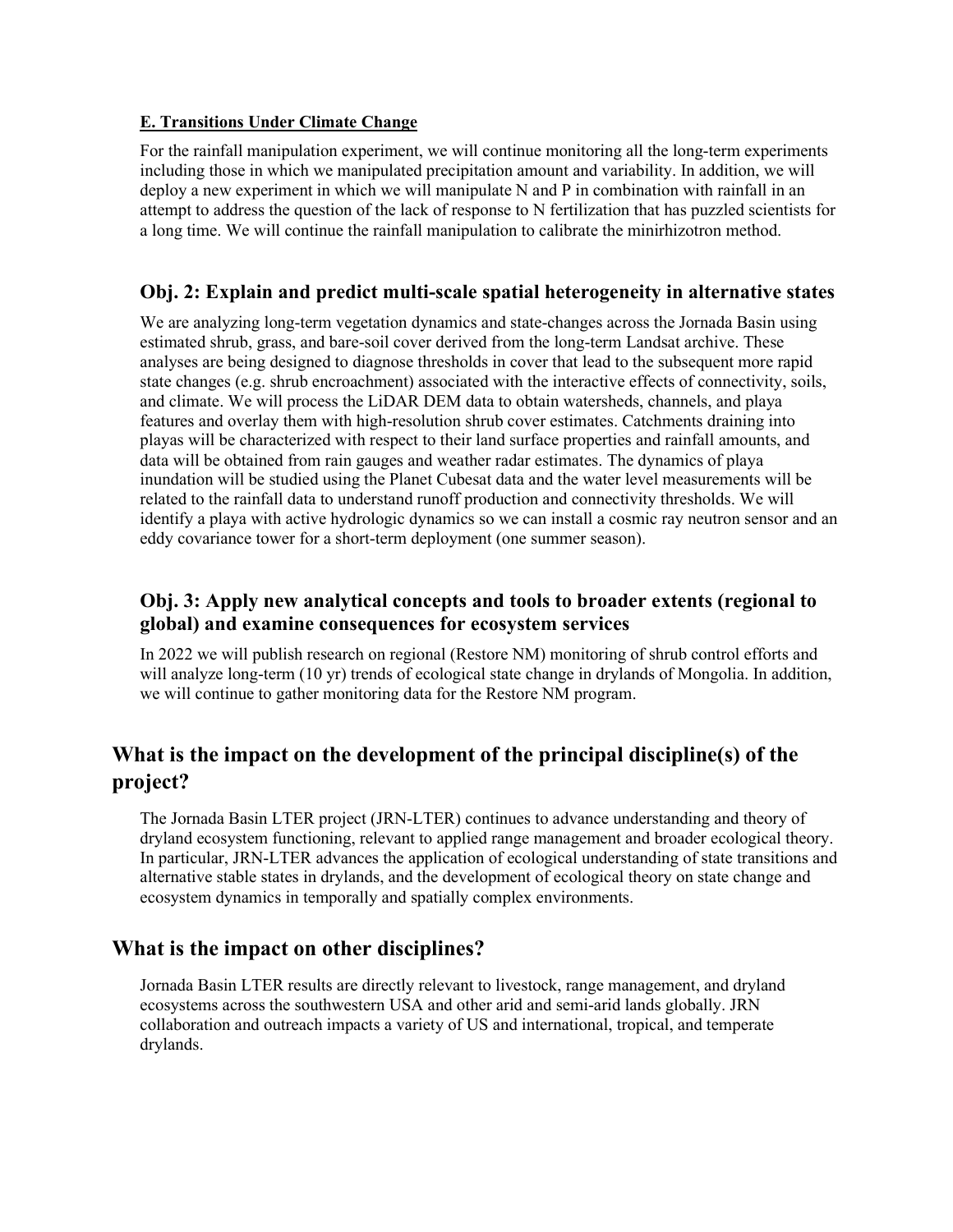**E. Transitions Under Climate Change**

For the rainfall manipulation experiment, we will continue monitoring all the long-term experiments including those in which we manipulated precipitation amount and variability. In addition, we will deploy a new experiment in which we will manipulate N and P in combination with rainfall in an attempt to address the question of the lack of response to N fertilization that has puzzled scientists for a long time. We will continue the rainfall manipulation to calibrate the minirhizotron method.

### Obj. 2: Explain and predict multi-scale spatial heterogeneity in alternative states

We are analyzing long-term vegetation dynamics and state-changes across the Jornada Basin using estimated shrub, grass, and bare-soil cover derived from the long-term Landsat archive. These analyses are being designed to diagnose thresholds in cover that lead to the subsequent more rapid state changes (e.g. shrub encroachment) associated with the interactive effects of connectivity, soils, and climate. We will process the LiDAR DEM data to obtain watersheds, channels, and playa features and overlay them with high-resolution shrub cover estimates. Catchments draining into playas will be characterized with respect to their land surface properties and rainfall amounts, and data will be obtained from rain gauges and weather radar estimates. The dynamics of playa inundation will be studied using the Planet Cubesat data and the water level measurements will be related to the rainfall data to understand runoff production and connectivity thresholds. We will identify a playa with active hydrologic dynamics so we can install a cosmic ray neutron sensor and an eddy covariance tower for a short-term deployment (one summer season).

### Obj. 3: Apply new analytical concepts and tools to broader extents (regional to global) and examine consequences for ecosystem services

In 2022 we will publish research on regional (Restore NM) monitoring of shrub control efforts and will analyze long-term (10 yr) trends of ecological state change in drylands of Mongolia. In addition, we will continue to gather monitoring data for the Restore NM program.

## What is the impact on the development of the principal discipline(s) of the project?

The Jornada Basin LTER project (JRN-LTER) continues to advance understanding and theory of dryland ecosystem functioning, relevant to applied range management and broader ecological theory. In particular, JRN-LTER advances the application of ecological understanding of state transitions and alternative stable states in drylands, and the development of ecological theory on state change and ecosystem dynamics in temporally and spatially complex environments.

## What is the impact on other disciplines?

Jornada Basin LTER results are directly relevant to livestock, range management, and dryland ecosystems across the southwestern USA and other arid and semi-arid lands globally. JRN collaboration and outreach impacts a variety of US and international, tropical, and temperate drylands.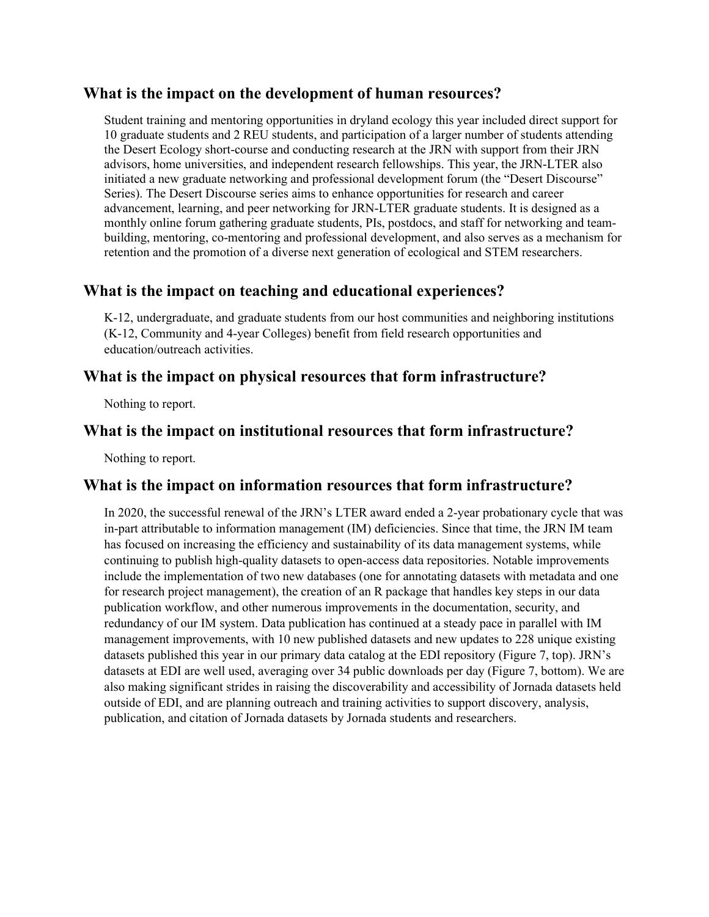## What is the impact on the development of human resources?

Student training and mentoring opportunities in dryland ecology this year included direct support for 10 graduate students and 2 REU students, and participation of a larger number of students attending the Desert Ecology short-course and conducting research at the JRN with support from their JRN advisors, home universities, and independent research fellowships. This year, the JRN-LTER also initiated a new graduate networking and professional development forum (the "Desert Discourse" Series). The Desert Discourse series aims to enhance opportunities for research and career advancement, learning, and peer networking for JRN-LTER graduate students. It is designed as a monthly online forum gathering graduate students, PIs, postdocs, and staff for networking and team-building, mentoring, co-mentoring and professional development, and also serves as a mechanism for retention and the promotion of a diverse next generation of ecological and STEM researchers.

## What is the impact on teaching and educational experiences?

K-12, undergraduate, and graduate students from our host communities and neighboring institutions (K-12, Community and 4-year Colleges) benefit from field research opportunities and education/outreach activities.

## What is the impact on physical resources that form infrastructure?

Nothing to report.

## What is the impact on institutional resources that form infrastructure?

Nothing to report.

## What is the impact on information resources that form infrastructure?

In 2020, the successful renewal of the JRN's LTER award ended a 2-year probationary cycle that was in-part attributable to information management (IM) deficiencies. Since that time, the JRN IM team has focused on increasing the efficiency and sustainability of its data management systems, while continuing to publish high-quality datasets to open-access data repositories. Notable improvements include the implementation of two new databases (one for annotating datasets with metadata and one for research project management), the creation of an R package that handles key steps in our data publication workflow, and other numerous improvements in the documentation, security, and redundancy of our IM system. Data publication has continued at a steady pace in parallel with IM management improvements, with 10 new published datasets and new updates to 228 unique existing datasets published this year in our primary data catalog at the EDI repository (Figure 7, top). JRN's datasets at EDI are well used, averaging over 34 public downloads per day (Figure 7, bottom). We are also making significant strides in raising the discoverability and accessibility of Jornada datasets held outside of EDI, and are planning outreach and training activities to support discovery, analysis, publication, and citation of Jornada datasets by Jornada students and researchers.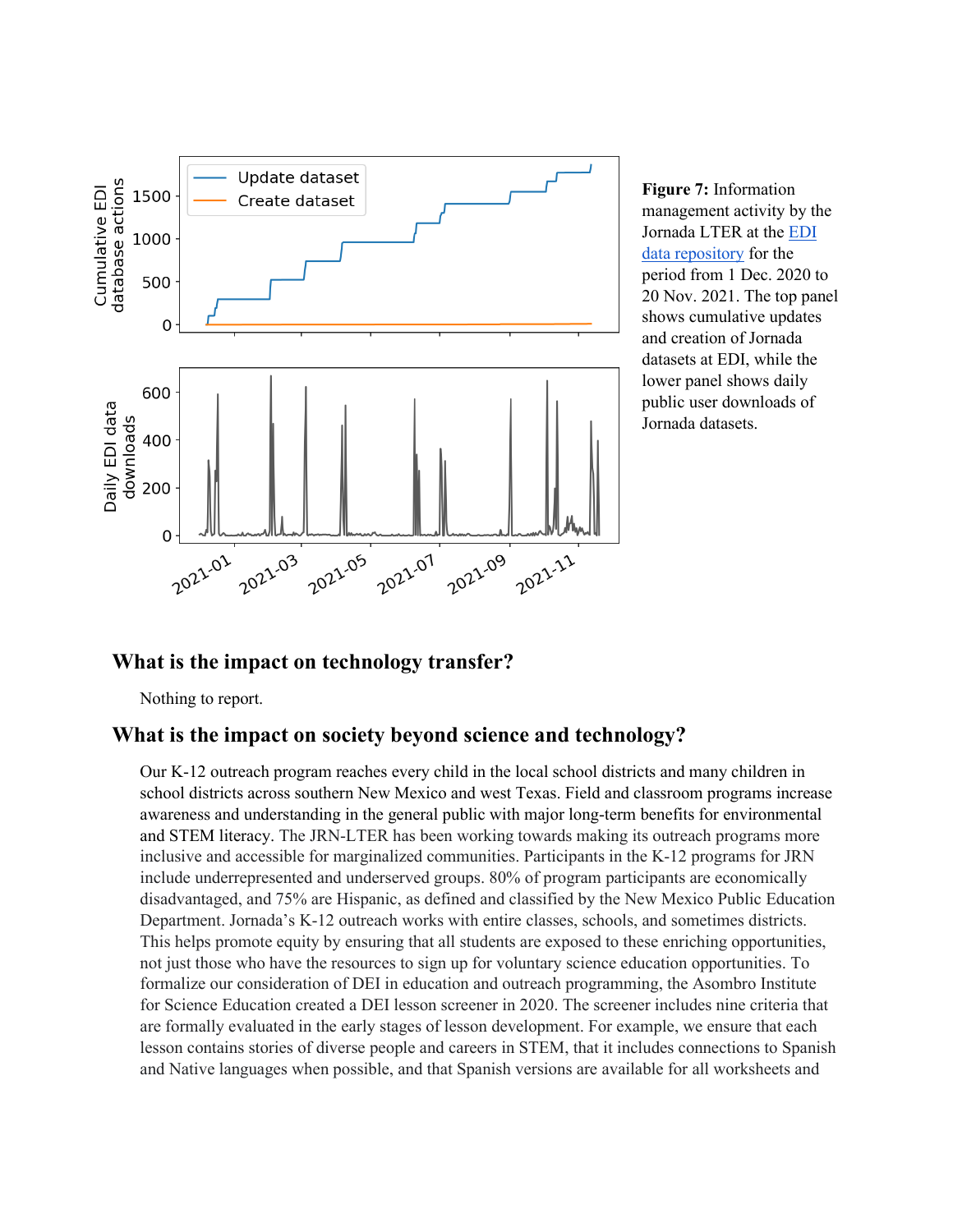**Figure 7:** Information management activity by the Jornada LTER at the [EDI data repository](EDI data repository) for the period from 1 Dec. 2020 to 20 Nov. 2021. The top panel shows cumulative updates and creation of Jornada datasets at EDI, while the lower panel shows daily public user downloads of Jornada datasets.

## What is the impact on technology transfer?

Nothing to report.

## What is the impact on society beyond science and technology?

Our K-12 outreach program reaches every child in the local school districts and many children in school districts across southern New Mexico and west Texas. Field and classroom programs increase awareness and understanding in the general public with major long-term benefits for environmental and STEM literacy. The JRN-LTER has been working towards making its outreach programs more inclusive and accessible for marginalized communities. Participants in the K-12 programs for JRN include underrepresented and underserved groups. 80% of program participants are economically disadvantaged, and 75% are Hispanic, as defined and classified by the New Mexico Public Education Department. Jornada's K-12 outreach works with entire classes, schools, and sometimes districts. This helps promote equity by ensuring that all students are exposed to these enriching opportunities, not just those who have the resources to sign up for voluntary science education opportunities. To formalize our consideration of DEI in education and outreach programming, the Asombro Institute for Science Education created a DEI lesson screener in 2020. The screener includes nine criteria that are formally evaluated in the early stages of lesson development. For example, we ensure that each lesson contains stories of diverse people and careers in STEM, that it includes connections to Spanish and Native languages when possible, and that Spanish versions are available for all worksheets and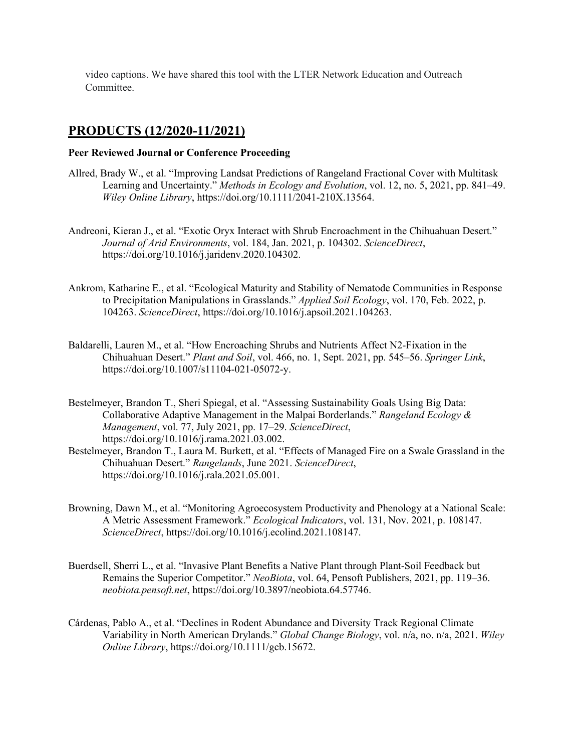video captions. We have shared this tool with the LTER Network Education and Outreach Committee.

## PRODUCTS (12/2020-11/2021)

**Peer Reviewed Journal or Conference Proceeding**

Allred, Brady W., et al. "Improving Landsat Predictions of Rangeland Fractional Cover with Multitask Learning and Uncertainty." *Methods in Ecology and Evolution*, vol. 12, no. 5, 2021, pp. 841–49. *Wiley Online Library*, https://doi.org/10.1111/2041-210X.13564.

Andreoni, Kieran J., et al. "Exotic Oryx Interact with Shrub Encroachment in the Chihuahuan Desert." *Journal of Arid Environments*, vol. 184, Jan. 2021, p. 104302. *ScienceDirect*, https://doi.org/10.1016/j.jaridenv.2020.104302.

Ankrom, Katharine E., et al. "Ecological Maturity and Stability of Nematode Communities in Response to Precipitation Manipulations in Grasslands." *Applied Soil Ecology*, vol. 170, Feb. 2022, p. 104263. *ScienceDirect*, https://doi.org/10.1016/j.apsoil.2021.104263.

Baldarelli, Lauren M., et al. "How Encroaching Shrubs and Nutrients Affect N2-Fixation in the Chihuahuan Desert." *Plant and Soil*, vol. 466, no. 1, Sept. 2021, pp. 545–56. *Springer Link*, https://doi.org/10.1007/s11104-021-05072-y.

Bestelmeyer, Brandon T., Sheri Spiegal, et al. "Assessing Sustainability Goals Using Big Data: Collaborative Adaptive Management in the Malpai Borderlands." *Rangeland Ecology & Management*, vol. 77, July 2021, pp. 17–29. *ScienceDirect*, https://doi.org/10.1016/j.rama.2021.03.002.

Bestelmeyer, Brandon T., Laura M. Burkett, et al. "Effects of Managed Fire on a Swale Grassland in the Chihuahuan Desert." *Rangelands*, June 2021. *ScienceDirect*, https://doi.org/10.1016/j.rala.2021.05.001.

Browning, Dawn M., et al. "Monitoring Agroecosystem Productivity and Phenology at a National Scale: A Metric Assessment Framework." *Ecological Indicators*, vol. 131, Nov. 2021, p. 108147. *ScienceDirect*, https://doi.org/10.1016/j.ecolind.2021.108147.

Buerdsell, Sherri L., et al. "Invasive Plant Benefits a Native Plant through Plant-Soil Feedback but Remains the Superior Competitor." *NeoBiota*, vol. 64, Pensoft Publishers, 2021, pp. 119–36. *neobiota.pensoft.net*, https://doi.org/10.3897/neobiota.64.57746.

Cárdenas, Pablo A., et al. "Declines in Rodent Abundance and Diversity Track Regional Climate Variability in North American Drylands." *Global Change Biology*, vol. n/a, no. n/a, 2021. *Wiley Online Library*, https://doi.org/10.1111/gcb.15672.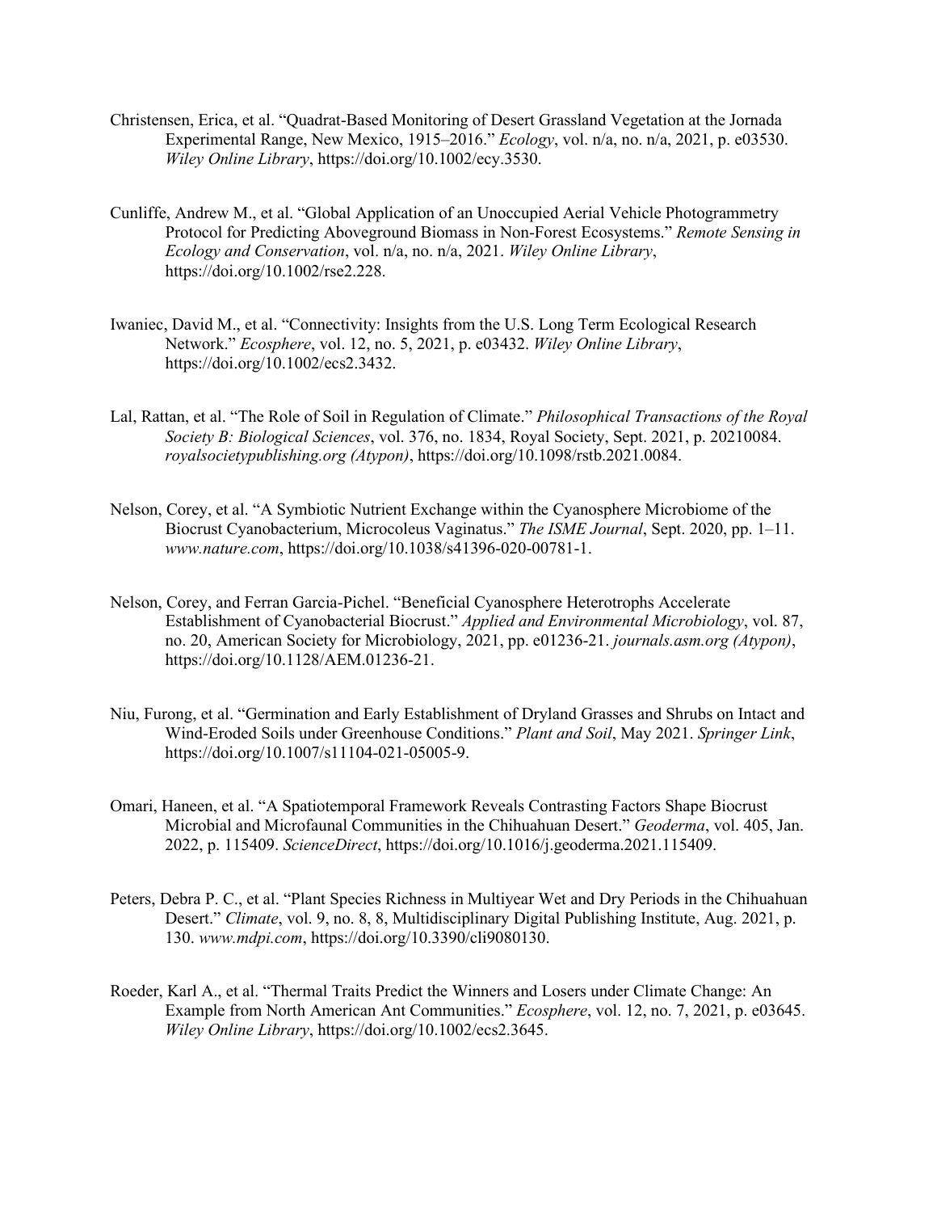Christensen, Erica, et al. "Quadrat-Based Monitoring of Desert Grassland Vegetation at the Jornada Experimental Range, New Mexico, 1915–2016." *Ecology*, vol. n/a, no. n/a, 2021, p. e03530. *Wiley Online Library*, https://doi.org/10.1002/ecy.3530.

Cunliffe, Andrew M., et al. "Global Application of an Unoccupied Aerial Vehicle Photogrammetry Protocol for Predicting Aboveground Biomass in Non-Forest Ecosystems." *Remote Sensing in Ecology and Conservation*, vol. n/a, no. n/a, 2021. *Wiley Online Library*, https://doi.org/10.1002/rse2.228.

Iwaniec, David M., et al. "Connectivity: Insights from the U.S. Long Term Ecological Research Network." *Ecosphere*, vol. 12, no. 5, 2021, p. e03432. *Wiley Online Library*, https://doi.org/10.1002/ecs2.3432.

Lal, Rattan, et al. "The Role of Soil in Regulation of Climate." *Philosophical Transactions of the Royal Society B: Biological Sciences*, vol. 376, no. 1834, Royal Society, Sept. 2021, p. 20210084. *royalsocietypublishing.org (Atypon)*, https://doi.org/10.1098/rstb.2021.0084.

Nelson, Corey, et al. "A Symbiotic Nutrient Exchange within the Cyanosphere Microbiome of the Biocrust Cyanobacterium, Microcoleus Vaginatus." *The ISME Journal*, Sept. 2020, pp. 1–11. *www.nature.com*, https://doi.org/10.1038/s41396-020-00781-1.

Nelson, Corey, and Ferran Garcia-Pichel. "Beneficial Cyanosphere Heterotrophs Accelerate Establishment of Cyanobacterial Biocrust." *Applied and Environmental Microbiology*, vol. 87, no. 20, American Society for Microbiology, 2021, pp. e01236-21. *journals.asm.org (Atypon)*, https://doi.org/10.1128/AEM.01236-21.

Niu, Furong, et al. "Germination and Early Establishment of Dryland Grasses and Shrubs on Intact and Wind-Eroded Soils under Greenhouse Conditions." *Plant and Soil*, May 2021. *Springer Link*, https://doi.org/10.1007/s11104-021-05005-9.

Omari, Haneen, et al. "A Spatiotemporal Framework Reveals Contrasting Factors Shape Biocrust Microbial and Microfaunal Communities in the Chihuahuan Desert." *Geoderma*, vol. 405, Jan. 2022, p. 115409. *ScienceDirect*, https://doi.org/10.1016/j.geoderma.2021.115409.

Peters, Debra P. C., et al. "Plant Species Richness in Multiyear Wet and Dry Periods in the Chihuahuan Desert." *Climate*, vol. 9, no. 8, 8, Multidisciplinary Digital Publishing Institute, Aug. 2021, p. 130. *www.mdpi.com*, https://doi.org/10.3390/cli9080130.

Roeder, Karl A., et al. "Thermal Traits Predict the Winners and Losers under Climate Change: An Example from North American Ant Communities." *Ecosphere*, vol. 12, no. 7, 2021, p. e03645. *Wiley Online Library*, https://doi.org/10.1002/ecs2.3645.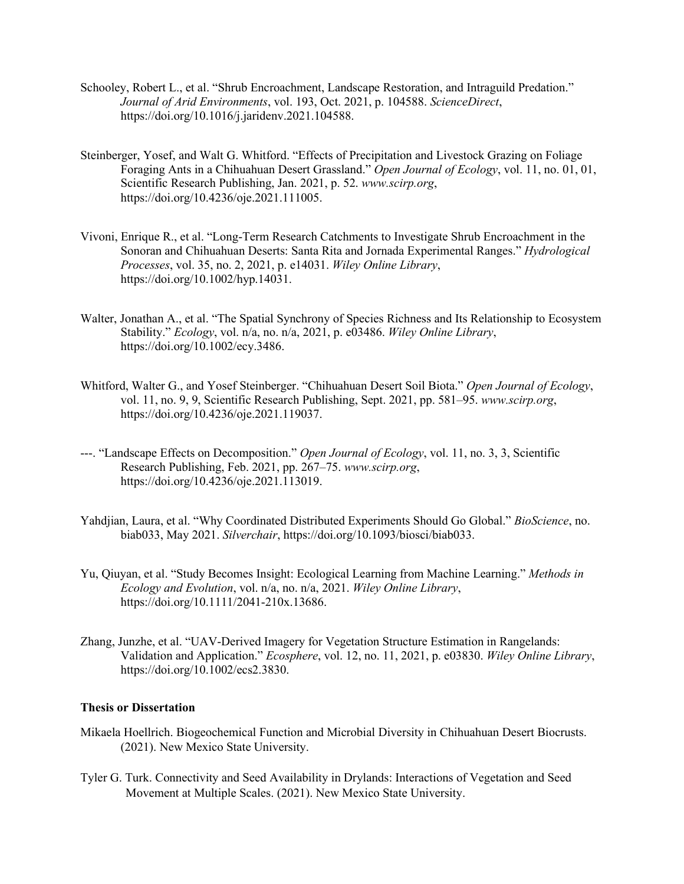Schooley, Robert L., et al. "Shrub Encroachment, Landscape Restoration, and Intraguild Predation." *Journal of Arid Environments*, vol. 193, Oct. 2021, p. 104588. *ScienceDirect*, https://doi.org/10.1016/j.jaridenv.2021.104588.

Steinberger, Yosef, and Walt G. Whitford. "Effects of Precipitation and Livestock Grazing on Foliage Foraging Ants in a Chihuahuan Desert Grassland." *Open Journal of Ecology*, vol. 11, no. 01, 01, Scientific Research Publishing, Jan. 2021, p. 52. *www.scirp.org*, https://doi.org/10.4236/oje.2021.111005.

Vivoni, Enrique R., et al. "Long-Term Research Catchments to Investigate Shrub Encroachment in the Sonoran and Chihuahuan Deserts: Santa Rita and Jornada Experimental Ranges." *Hydrological Processes*, vol. 35, no. 2, 2021, p. e14031. *Wiley Online Library*, https://doi.org/10.1002/hyp.14031.

Walter, Jonathan A., et al. "The Spatial Synchrony of Species Richness and Its Relationship to Ecosystem Stability." *Ecology*, vol. n/a, no. n/a, 2021, p. e03486. *Wiley Online Library*, https://doi.org/10.1002/ecy.3486.

Whitford, Walter G., and Yosef Steinberger. "Chihuahuan Desert Soil Biota." *Open Journal of Ecology*, vol. 11, no. 9, 9, Scientific Research Publishing, Sept. 2021, pp. 581–95. *www.scirp.org*, https://doi.org/10.4236/oje.2021.119037.

---. "Landscape Effects on Decomposition." *Open Journal of Ecology*, vol. 11, no. 3, 3, Scientific Research Publishing, Feb. 2021, pp. 267–75. *www.scirp.org*, https://doi.org/10.4236/oje.2021.113019.

Yahdjian, Laura, et al. "Why Coordinated Distributed Experiments Should Go Global." *BioScience*, no. biab033, May 2021. *Silverchair*, https://doi.org/10.1093/biosci/biab033.

Yu, Qiuyan, et al. "Study Becomes Insight: Ecological Learning from Machine Learning." *Methods in Ecology and Evolution*, vol. n/a, no. n/a, 2021. *Wiley Online Library*, https://doi.org/10.1111/2041-210x.13686.

Zhang, Junzhe, et al. "UAV-Derived Imagery for Vegetation Structure Estimation in Rangelands: Validation and Application." *Ecosphere*, vol. 12, no. 11, 2021, p. e03830. *Wiley Online Library*, https://doi.org/10.1002/ecs2.3830.

**Thesis or Dissertation**

Mikaela Hoellrich. Biogeochemical Function and Microbial Diversity in Chihuahuan Desert Biocrusts. (2021). New Mexico State University.

Tyler G. Turk. Connectivity and Seed Availability in Drylands: Interactions of Vegetation and Seed Movement at Multiple Scales. (2021). New Mexico State University.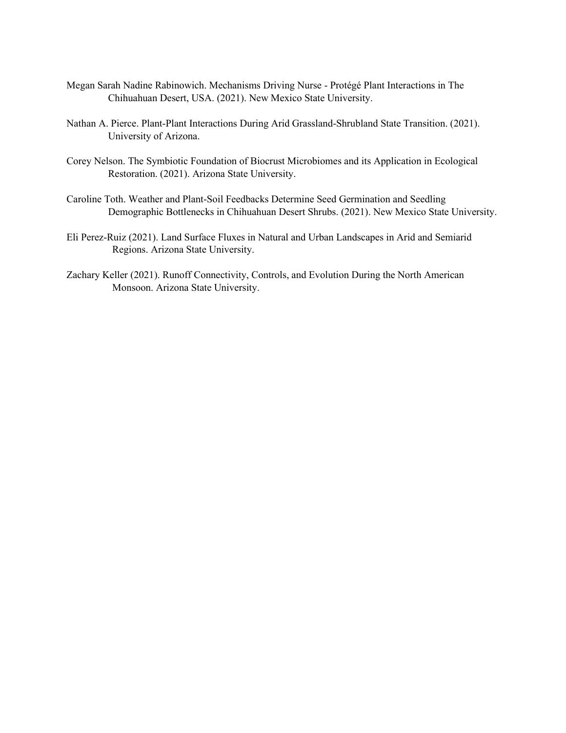Megan Sarah Nadine Rabinowich. Mechanisms Driving Nurse - Protégé Plant Interactions in The Chihuahuan Desert, USA. (2021). New Mexico State University.

Nathan A. Pierce. Plant-Plant Interactions During Arid Grassland-Shrubland State Transition. (2021). University of Arizona.

Corey Nelson. The Symbiotic Foundation of Biocrust Microbiomes and its Application in Ecological Restoration. (2021). Arizona State University.

Caroline Toth. Weather and Plant-Soil Feedbacks Determine Seed Germination and Seedling Demographic Bottlenecks in Chihuahuan Desert Shrubs. (2021). New Mexico State University.

Eli Perez-Ruiz (2021). Land Surface Fluxes in Natural and Urban Landscapes in Arid and Semiarid Regions. Arizona State University.

Zachary Keller (2021). Runoff Connectivity, Controls, and Evolution During the North American Monsoon. Arizona State University.